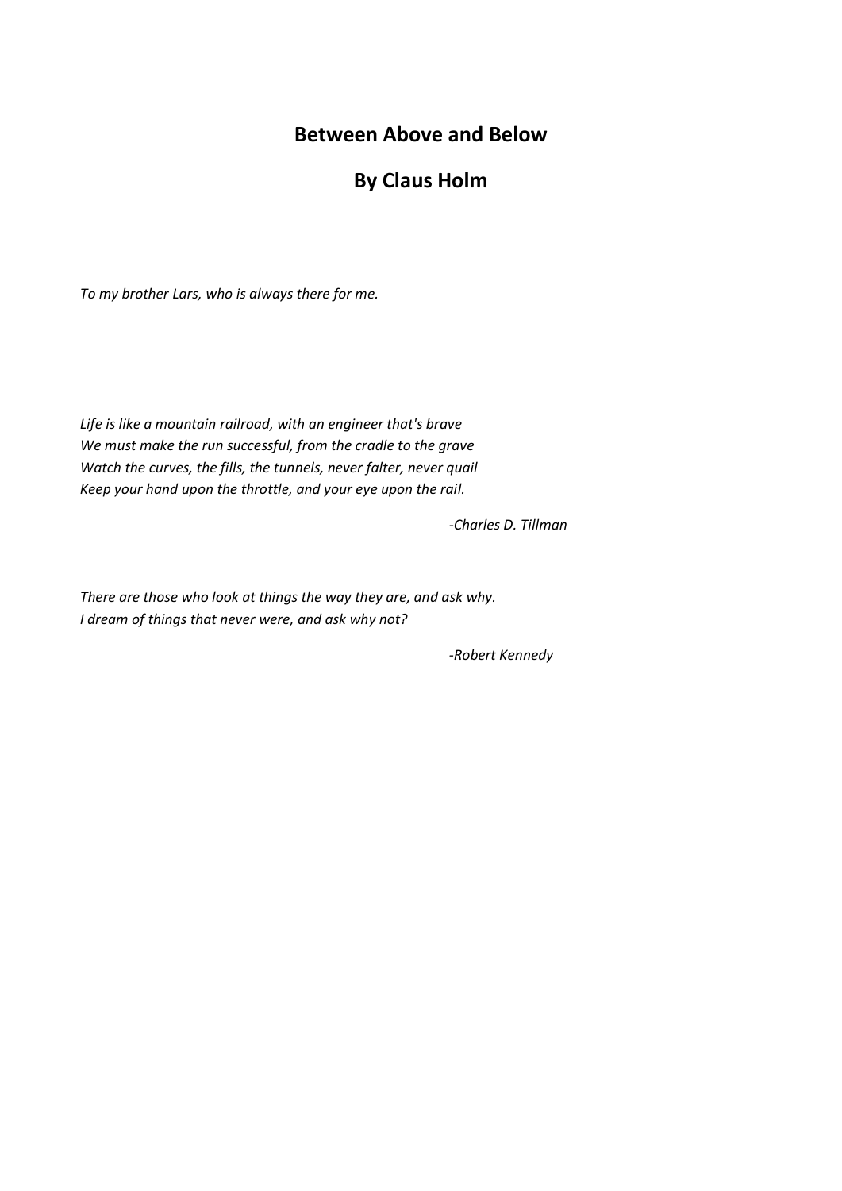# Between Above and Below

## By Claus Holm

*To my brother Lars, who is always there for me.*

*Life is like a mountain railroad, with an engineer that's brave*
*We must make the run successful, from the cradle to the grave*
*Watch the curves, the fills, the tunnels, never falter, never quail*
*Keep your hand upon the throttle, and your eye upon the rail.*

*-Charles D. Tillman*

*There are those who look at things the way they are, and ask why.*
*I dream of things that never were, and ask why not?*

*-Robert Kennedy*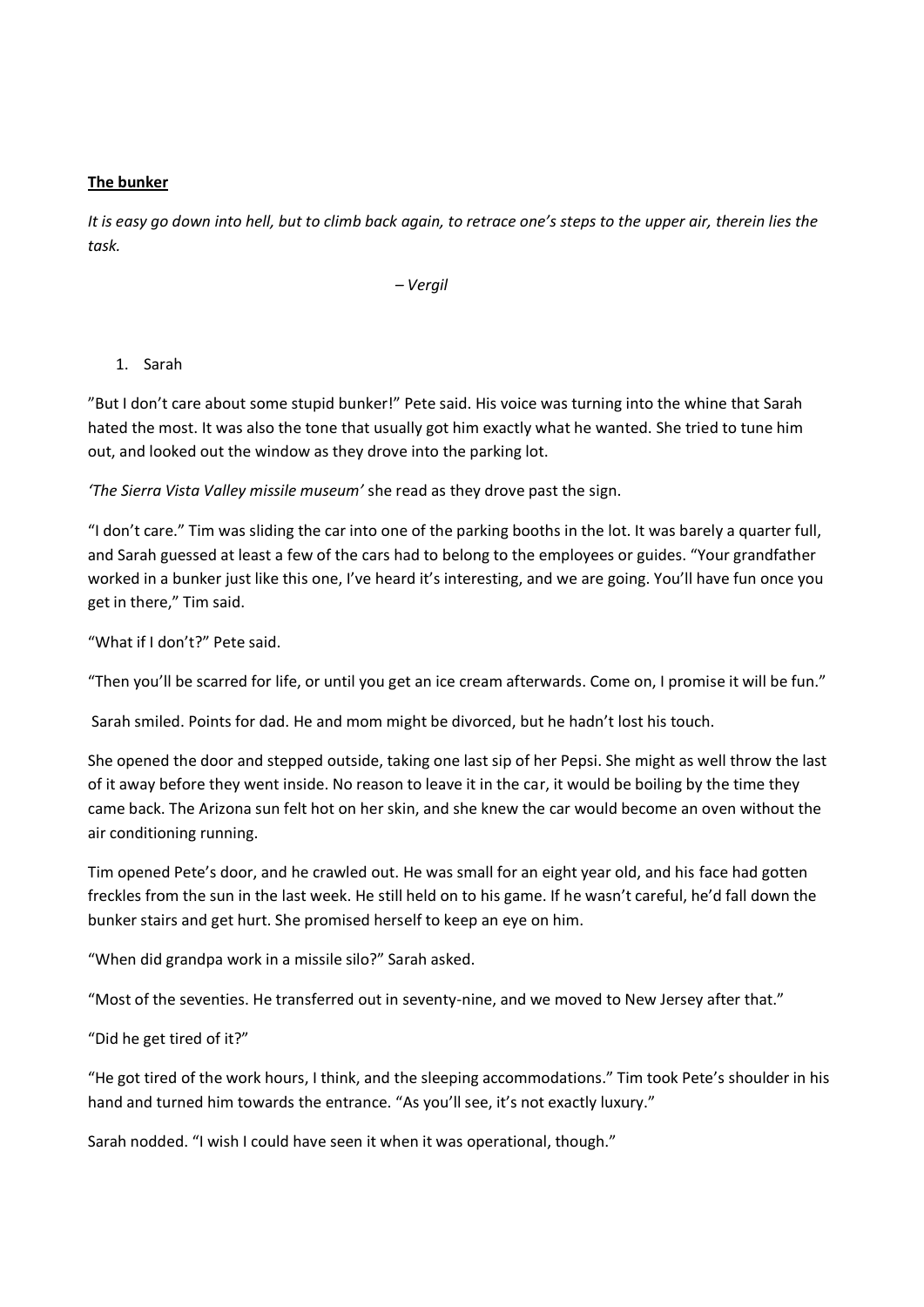**The bunker**

*It is easy go down into hell, but to climb back again, to retrace one's steps to the upper air, therein lies the task.*

*– Vergil*

1. Sarah

"But I don't care about some stupid bunker!" Pete said. His voice was turning into the whine that Sarah hated the most. It was also the tone that usually got him exactly what he wanted. She tried to tune him out, and looked out the window as they drove into the parking lot.

*'The Sierra Vista Valley missile museum'* she read as they drove past the sign.

"I don't care." Tim was sliding the car into one of the parking booths in the lot. It was barely a quarter full, and Sarah guessed at least a few of the cars had to belong to the employees or guides. "Your grandfather worked in a bunker just like this one, I've heard it's interesting, and we are going. You'll have fun once you get in there," Tim said.

"What if I don't?" Pete said.

"Then you'll be scarred for life, or until you get an ice cream afterwards. Come on, I promise it will be fun."

Sarah smiled. Points for dad. He and mom might be divorced, but he hadn't lost his touch.

She opened the door and stepped outside, taking one last sip of her Pepsi. She might as well throw the last of it away before they went inside. No reason to leave it in the car, it would be boiling by the time they came back. The Arizona sun felt hot on her skin, and she knew the car would become an oven without the air conditioning running.

Tim opened Pete's door, and he crawled out. He was small for an eight year old, and his face had gotten freckles from the sun in the last week. He still held on to his game. If he wasn't careful, he'd fall down the bunker stairs and get hurt. She promised herself to keep an eye on him.

"When did grandpa work in a missile silo?" Sarah asked.

"Most of the seventies. He transferred out in seventy-nine, and we moved to New Jersey after that."

"Did he get tired of it?"

"He got tired of the work hours, I think, and the sleeping accommodations." Tim took Pete's shoulder in his hand and turned him towards the entrance. "As you'll see, it's not exactly luxury."

Sarah nodded. "I wish I could have seen it when it was operational, though."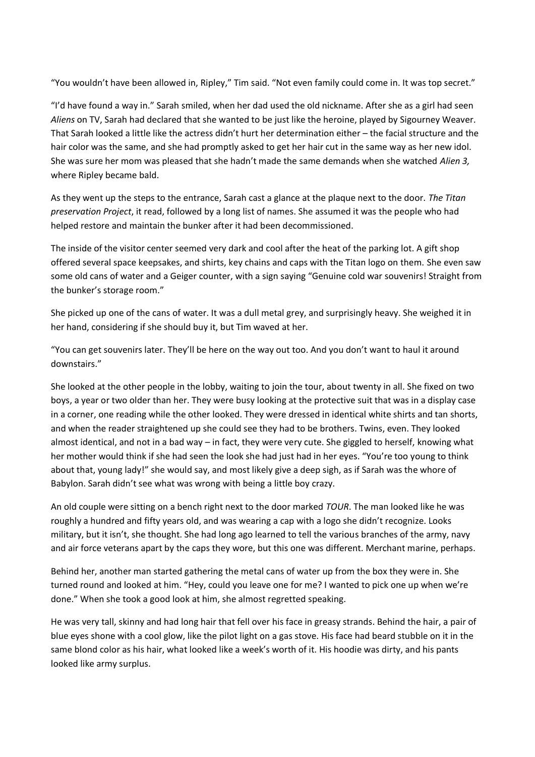"You wouldn't have been allowed in, Ripley," Tim said. "Not even family could come in. It was top secret."

"I'd have found a way in." Sarah smiled, when her dad used the old nickname. After she as a girl had seen *Aliens* on TV, Sarah had declared that she wanted to be just like the heroine, played by Sigourney Weaver. That Sarah looked a little like the actress didn't hurt her determination either – the facial structure and the hair color was the same, and she had promptly asked to get her hair cut in the same way as her new idol. She was sure her mom was pleased that she hadn't made the same demands when she watched *Alien 3,* where Ripley became bald.

As they went up the steps to the entrance, Sarah cast a glance at the plaque next to the door. *The Titan preservation Project*, it read, followed by a long list of names. She assumed it was the people who had helped restore and maintain the bunker after it had been decommissioned.

The inside of the visitor center seemed very dark and cool after the heat of the parking lot. A gift shop offered several space keepsakes, and shirts, key chains and caps with the Titan logo on them. She even saw some old cans of water and a Geiger counter, with a sign saying "Genuine cold war souvenirs! Straight from the bunker's storage room."

She picked up one of the cans of water. It was a dull metal grey, and surprisingly heavy. She weighed it in her hand, considering if she should buy it, but Tim waved at her.

"You can get souvenirs later. They'll be here on the way out too. And you don't want to haul it around downstairs."

She looked at the other people in the lobby, waiting to join the tour, about twenty in all. She fixed on two boys, a year or two older than her. They were busy looking at the protective suit that was in a display case in a corner, one reading while the other looked. They were dressed in identical white shirts and tan shorts, and when the reader straightened up she could see they had to be brothers. Twins, even. They looked almost identical, and not in a bad way – in fact, they were very cute. She giggled to herself, knowing what her mother would think if she had seen the look she had just had in her eyes. "You're too young to think about that, young lady!" she would say, and most likely give a deep sigh, as if Sarah was the whore of Babylon. Sarah didn't see what was wrong with being a little boy crazy.

An old couple were sitting on a bench right next to the door marked *TOUR*. The man looked like he was roughly a hundred and fifty years old, and was wearing a cap with a logo she didn't recognize. Looks military, but it isn't, she thought. She had long ago learned to tell the various branches of the army, navy and air force veterans apart by the caps they wore, but this one was different. Merchant marine, perhaps.

Behind her, another man started gathering the metal cans of water up from the box they were in. She turned round and looked at him. "Hey, could you leave one for me? I wanted to pick one up when we're done." When she took a good look at him, she almost regretted speaking.

He was very tall, skinny and had long hair that fell over his face in greasy strands. Behind the hair, a pair of blue eyes shone with a cool glow, like the pilot light on a gas stove. His face had beard stubble on it in the same blond color as his hair, what looked like a week's worth of it. His hoodie was dirty, and his pants looked like army surplus.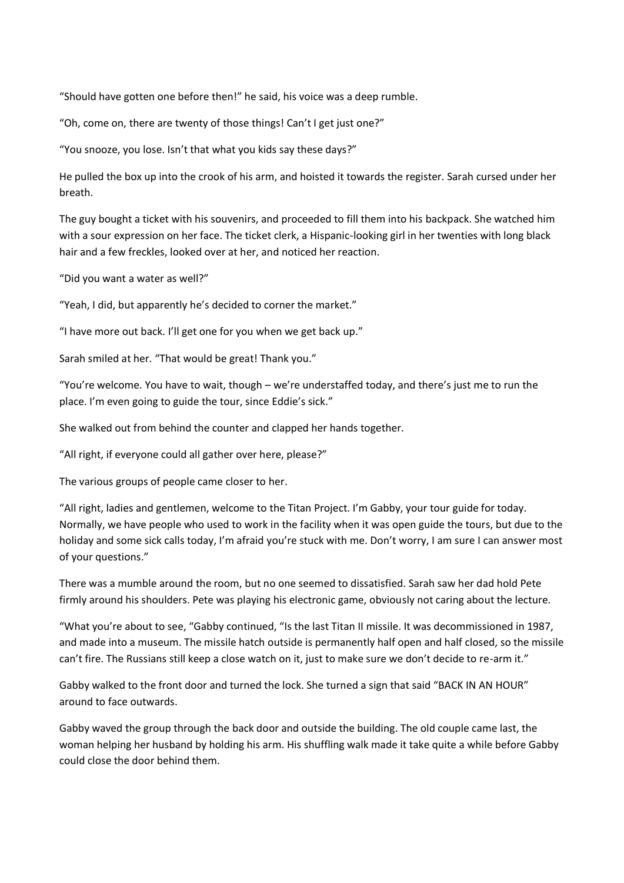"Should have gotten one before then!" he said, his voice was a deep rumble.

"Oh, come on, there are twenty of those things! Can't I get just one?"

"You snooze, you lose. Isn't that what you kids say these days?"

He pulled the box up into the crook of his arm, and hoisted it towards the register. Sarah cursed under her breath.

The guy bought a ticket with his souvenirs, and proceeded to fill them into his backpack. She watched him with a sour expression on her face. The ticket clerk, a Hispanic-looking girl in her twenties with long black hair and a few freckles, looked over at her, and noticed her reaction.

"Did you want a water as well?"

"Yeah, I did, but apparently he's decided to corner the market."

"I have more out back. I'll get one for you when we get back up."

Sarah smiled at her. "That would be great! Thank you."

"You're welcome. You have to wait, though – we're understaffed today, and there's just me to run the place. I'm even going to guide the tour, since Eddie's sick."

She walked out from behind the counter and clapped her hands together.

"All right, if everyone could all gather over here, please?"

The various groups of people came closer to her.

"All right, ladies and gentlemen, welcome to the Titan Project. I'm Gabby, your tour guide for today. Normally, we have people who used to work in the facility when it was open guide the tours, but due to the holiday and some sick calls today, I'm afraid you're stuck with me. Don't worry, I am sure I can answer most of your questions."

There was a mumble around the room, but no one seemed to dissatisfied. Sarah saw her dad hold Pete firmly around his shoulders. Pete was playing his electronic game, obviously not caring about the lecture.

"What you're about to see, "Gabby continued, "Is the last Titan II missile. It was decommissioned in 1987, and made into a museum. The missile hatch outside is permanently half open and half closed, so the missile can't fire. The Russians still keep a close watch on it, just to make sure we don't decide to re-arm it."

Gabby walked to the front door and turned the lock. She turned a sign that said "BACK IN AN HOUR" around to face outwards.

Gabby waved the group through the back door and outside the building. The old couple came last, the woman helping her husband by holding his arm. His shuffling walk made it take quite a while before Gabby could close the door behind them.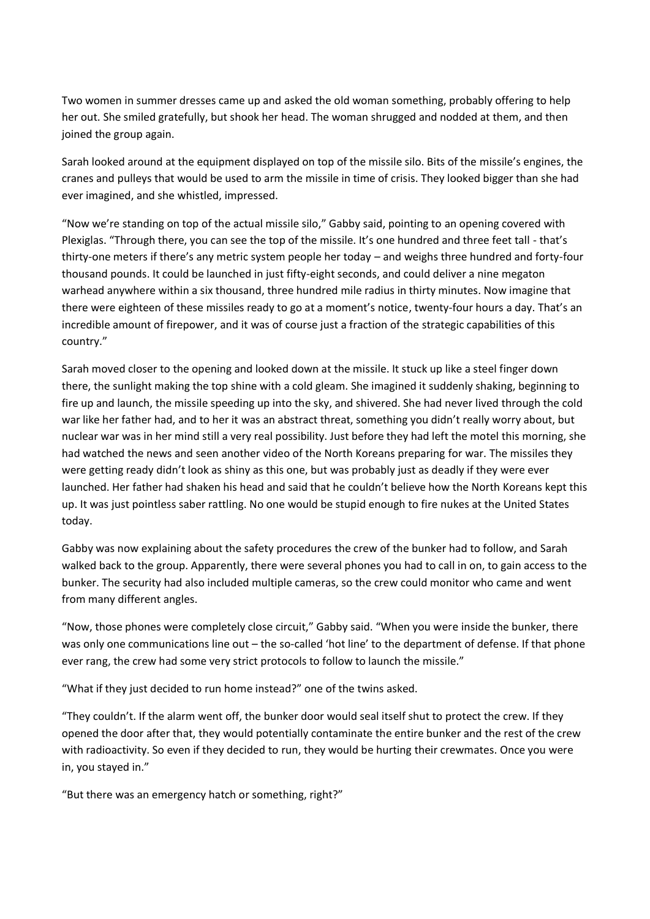Two women in summer dresses came up and asked the old woman something, probably offering to help her out. She smiled gratefully, but shook her head. The woman shrugged and nodded at them, and then joined the group again.

Sarah looked around at the equipment displayed on top of the missile silo. Bits of the missile's engines, the cranes and pulleys that would be used to arm the missile in time of crisis. They looked bigger than she had ever imagined, and she whistled, impressed.

"Now we're standing on top of the actual missile silo," Gabby said, pointing to an opening covered with Plexiglas. "Through there, you can see the top of the missile. It's one hundred and three feet tall - that's thirty-one meters if there's any metric system people her today – and weighs three hundred and forty-four thousand pounds. It could be launched in just fifty-eight seconds, and could deliver a nine megaton warhead anywhere within a six thousand, three hundred mile radius in thirty minutes. Now imagine that there were eighteen of these missiles ready to go at a moment's notice, twenty-four hours a day. That's an incredible amount of firepower, and it was of course just a fraction of the strategic capabilities of this country."

Sarah moved closer to the opening and looked down at the missile. It stuck up like a steel finger down there, the sunlight making the top shine with a cold gleam. She imagined it suddenly shaking, beginning to fire up and launch, the missile speeding up into the sky, and shivered. She had never lived through the cold war like her father had, and to her it was an abstract threat, something you didn't really worry about, but nuclear war was in her mind still a very real possibility. Just before they had left the motel this morning, she had watched the news and seen another video of the North Koreans preparing for war. The missiles they were getting ready didn't look as shiny as this one, but was probably just as deadly if they were ever launched. Her father had shaken his head and said that he couldn't believe how the North Koreans kept this up. It was just pointless saber rattling. No one would be stupid enough to fire nukes at the United States today.

Gabby was now explaining about the safety procedures the crew of the bunker had to follow, and Sarah walked back to the group. Apparently, there were several phones you had to call in on, to gain access to the bunker. The security had also included multiple cameras, so the crew could monitor who came and went from many different angles.

"Now, those phones were completely close circuit," Gabby said. "When you were inside the bunker, there was only one communications line out – the so-called 'hot line' to the department of defense. If that phone ever rang, the crew had some very strict protocols to follow to launch the missile."

"What if they just decided to run home instead?" one of the twins asked.

"They couldn't. If the alarm went off, the bunker door would seal itself shut to protect the crew. If they opened the door after that, they would potentially contaminate the entire bunker and the rest of the crew with radioactivity. So even if they decided to run, they would be hurting their crewmates. Once you were in, you stayed in."

"But there was an emergency hatch or something, right?"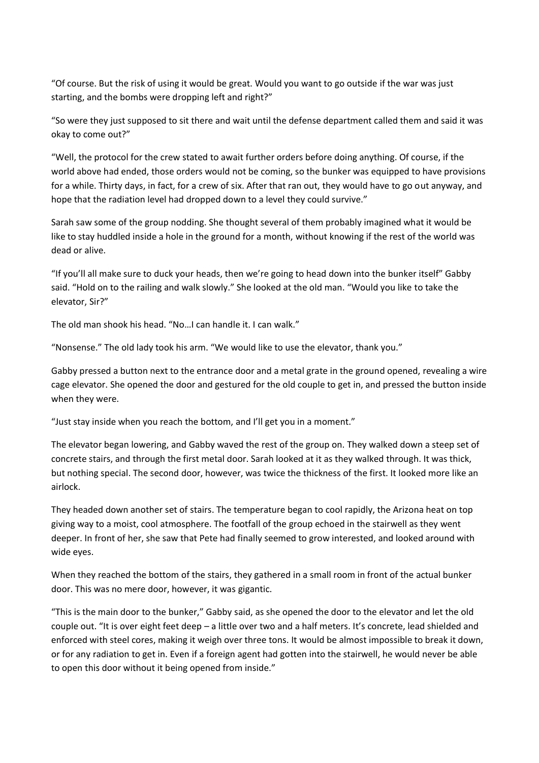“Of course. But the risk of using it would be great. Would you want to go outside if the war was just starting, and the bombs were dropping left and right?”

“So were they just supposed to sit there and wait until the defense department called them and said it was okay to come out?”

“Well, the protocol for the crew stated to await further orders before doing anything. Of course, if the world above had ended, those orders would not be coming, so the bunker was equipped to have provisions for a while. Thirty days, in fact, for a crew of six. After that ran out, they would have to go out anyway, and hope that the radiation level had dropped down to a level they could survive.”

Sarah saw some of the group nodding. She thought several of them probably imagined what it would be like to stay huddled inside a hole in the ground for a month, without knowing if the rest of the world was dead or alive.

“If you’ll all make sure to duck your heads, then we’re going to head down into the bunker itself” Gabby said. “Hold on to the railing and walk slowly.” She looked at the old man. “Would you like to take the elevator, Sir?”

The old man shook his head. “No…I can handle it. I can walk.”

“Nonsense.” The old lady took his arm. “We would like to use the elevator, thank you.”

Gabby pressed a button next to the entrance door and a metal grate in the ground opened, revealing a wire cage elevator. She opened the door and gestured for the old couple to get in, and pressed the button inside when they were.

“Just stay inside when you reach the bottom, and I’ll get you in a moment.”

The elevator began lowering, and Gabby waved the rest of the group on. They walked down a steep set of concrete stairs, and through the first metal door. Sarah looked at it as they walked through. It was thick, but nothing special. The second door, however, was twice the thickness of the first. It looked more like an airlock.

They headed down another set of stairs. The temperature began to cool rapidly, the Arizona heat on top giving way to a moist, cool atmosphere. The footfall of the group echoed in the stairwell as they went deeper. In front of her, she saw that Pete had finally seemed to grow interested, and looked around with wide eyes.

When they reached the bottom of the stairs, they gathered in a small room in front of the actual bunker door. This was no mere door, however, it was gigantic.

“This is the main door to the bunker,” Gabby said, as she opened the door to the elevator and let the old couple out. “It is over eight feet deep – a little over two and a half meters. It’s concrete, lead shielded and enforced with steel cores, making it weigh over three tons. It would be almost impossible to break it down, or for any radiation to get in. Even if a foreign agent had gotten into the stairwell, he would never be able to open this door without it being opened from inside.”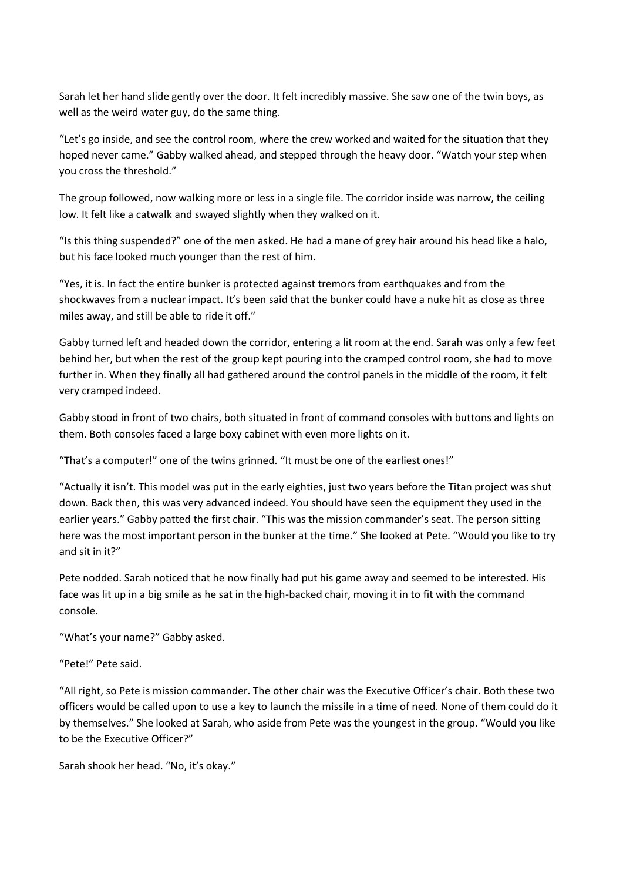Sarah let her hand slide gently over the door. It felt incredibly massive. She saw one of the twin boys, as well as the weird water guy, do the same thing.

“Let’s go inside, and see the control room, where the crew worked and waited for the situation that they hoped never came.” Gabby walked ahead, and stepped through the heavy door. “Watch your step when you cross the threshold.”

The group followed, now walking more or less in a single file. The corridor inside was narrow, the ceiling low. It felt like a catwalk and swayed slightly when they walked on it.

“Is this thing suspended?” one of the men asked. He had a mane of grey hair around his head like a halo, but his face looked much younger than the rest of him.

“Yes, it is. In fact the entire bunker is protected against tremors from earthquakes and from the shockwaves from a nuclear impact. It’s been said that the bunker could have a nuke hit as close as three miles away, and still be able to ride it off.”

Gabby turned left and headed down the corridor, entering a lit room at the end. Sarah was only a few feet behind her, but when the rest of the group kept pouring into the cramped control room, she had to move further in. When they finally all had gathered around the control panels in the middle of the room, it felt very cramped indeed.

Gabby stood in front of two chairs, both situated in front of command consoles with buttons and lights on them. Both consoles faced a large boxy cabinet with even more lights on it.

“That’s a computer!” one of the twins grinned. “It must be one of the earliest ones!”

“Actually it isn’t. This model was put in the early eighties, just two years before the Titan project was shut down. Back then, this was very advanced indeed. You should have seen the equipment they used in the earlier years.” Gabby patted the first chair. “This was the mission commander’s seat. The person sitting here was the most important person in the bunker at the time.” She looked at Pete. “Would you like to try and sit in it?”

Pete nodded. Sarah noticed that he now finally had put his game away and seemed to be interested. His face was lit up in a big smile as he sat in the high-backed chair, moving it in to fit with the command console.

“What’s your name?” Gabby asked.

“Pete!” Pete said.

“All right, so Pete is mission commander. The other chair was the Executive Officer’s chair. Both these two officers would be called upon to use a key to launch the missile in a time of need. None of them could do it by themselves.” She looked at Sarah, who aside from Pete was the youngest in the group. “Would you like to be the Executive Officer?”

Sarah shook her head. “No, it’s okay.”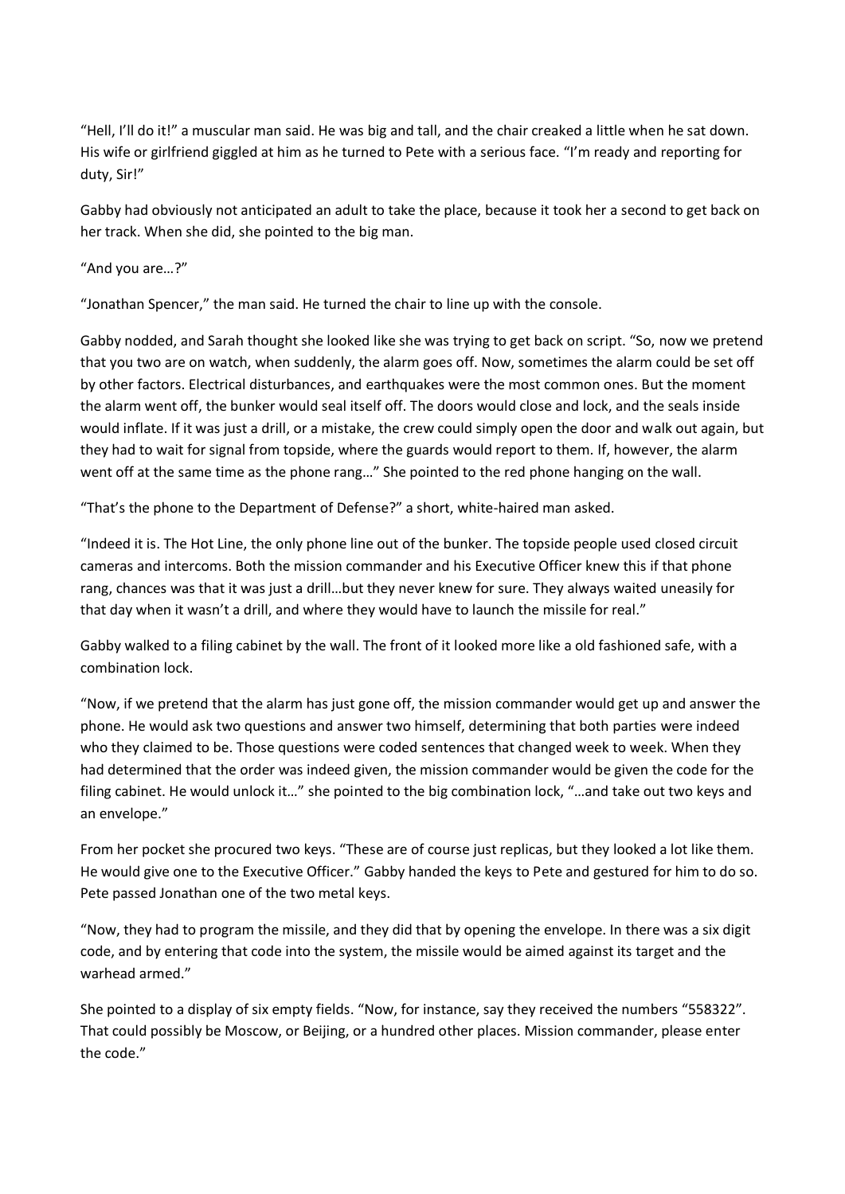"Hell, I'll do it!" a muscular man said. He was big and tall, and the chair creaked a little when he sat down. His wife or girlfriend giggled at him as he turned to Pete with a serious face. "I'm ready and reporting for duty, Sir!"

Gabby had obviously not anticipated an adult to take the place, because it took her a second to get back on her track. When she did, she pointed to the big man.

"And you are…?"

"Jonathan Spencer," the man said. He turned the chair to line up with the console.

Gabby nodded, and Sarah thought she looked like she was trying to get back on script. "So, now we pretend that you two are on watch, when suddenly, the alarm goes off. Now, sometimes the alarm could be set off by other factors. Electrical disturbances, and earthquakes were the most common ones. But the moment the alarm went off, the bunker would seal itself off. The doors would close and lock, and the seals inside would inflate. If it was just a drill, or a mistake, the crew could simply open the door and walk out again, but they had to wait for signal from topside, where the guards would report to them. If, however, the alarm went off at the same time as the phone rang…" She pointed to the red phone hanging on the wall.

"That's the phone to the Department of Defense?" a short, white-haired man asked.

"Indeed it is. The Hot Line, the only phone line out of the bunker. The topside people used closed circuit cameras and intercoms. Both the mission commander and his Executive Officer knew this if that phone rang, chances was that it was just a drill…but they never knew for sure. They always waited uneasily for that day when it wasn't a drill, and where they would have to launch the missile for real."

Gabby walked to a filing cabinet by the wall. The front of it looked more like a old fashioned safe, with a combination lock.

"Now, if we pretend that the alarm has just gone off, the mission commander would get up and answer the phone. He would ask two questions and answer two himself, determining that both parties were indeed who they claimed to be. Those questions were coded sentences that changed week to week. When they had determined that the order was indeed given, the mission commander would be given the code for the filing cabinet. He would unlock it…" she pointed to the big combination lock, "…and take out two keys and an envelope."

From her pocket she procured two keys. "These are of course just replicas, but they looked a lot like them. He would give one to the Executive Officer." Gabby handed the keys to Pete and gestured for him to do so. Pete passed Jonathan one of the two metal keys.

"Now, they had to program the missile, and they did that by opening the envelope. In there was a six digit code, and by entering that code into the system, the missile would be aimed against its target and the warhead armed."

She pointed to a display of six empty fields. "Now, for instance, say they received the numbers "558322". That could possibly be Moscow, or Beijing, or a hundred other places. Mission commander, please enter the code."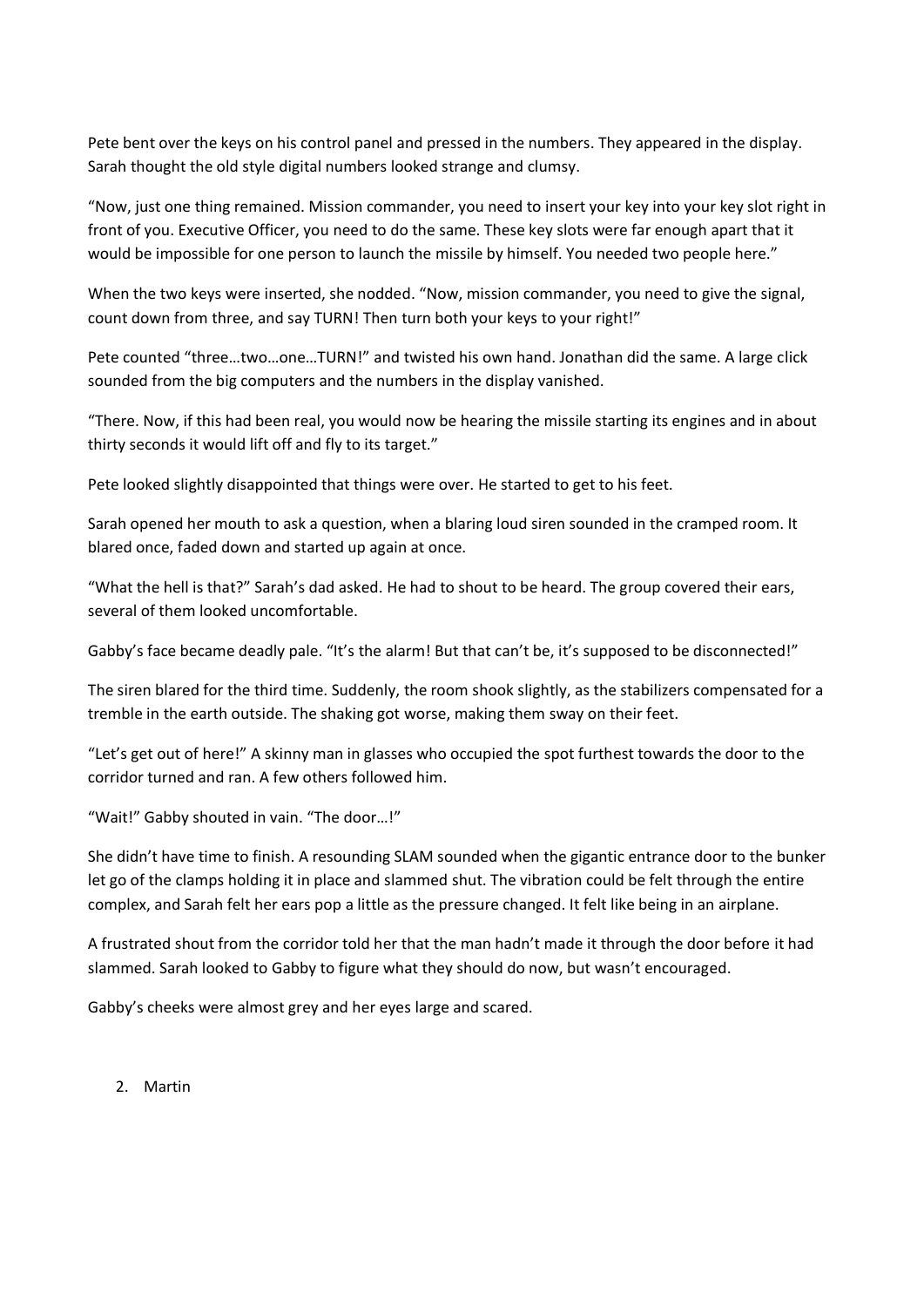Pete bent over the keys on his control panel and pressed in the numbers. They appeared in the display. Sarah thought the old style digital numbers looked strange and clumsy.

"Now, just one thing remained. Mission commander, you need to insert your key into your key slot right in front of you. Executive Officer, you need to do the same. These key slots were far enough apart that it would be impossible for one person to launch the missile by himself. You needed two people here."

When the two keys were inserted, she nodded. "Now, mission commander, you need to give the signal, count down from three, and say TURN! Then turn both your keys to your right!"

Pete counted "three…two…one…TURN!" and twisted his own hand. Jonathan did the same. A large click sounded from the big computers and the numbers in the display vanished.

"There. Now, if this had been real, you would now be hearing the missile starting its engines and in about thirty seconds it would lift off and fly to its target."

Pete looked slightly disappointed that things were over. He started to get to his feet.

Sarah opened her mouth to ask a question, when a blaring loud siren sounded in the cramped room. It blared once, faded down and started up again at once.

"What the hell is that?" Sarah's dad asked. He had to shout to be heard. The group covered their ears, several of them looked uncomfortable.

Gabby's face became deadly pale. "It's the alarm! But that can't be, it's supposed to be disconnected!"

The siren blared for the third time. Suddenly, the room shook slightly, as the stabilizers compensated for a tremble in the earth outside. The shaking got worse, making them sway on their feet.

"Let's get out of here!" A skinny man in glasses who occupied the spot furthest towards the door to the corridor turned and ran. A few others followed him.

"Wait!" Gabby shouted in vain. "The door…!"

She didn't have time to finish. A resounding SLAM sounded when the gigantic entrance door to the bunker let go of the clamps holding it in place and slammed shut. The vibration could be felt through the entire complex, and Sarah felt her ears pop a little as the pressure changed. It felt like being in an airplane.

A frustrated shout from the corridor told her that the man hadn't made it through the door before it had slammed. Sarah looked to Gabby to figure what they should do now, but wasn't encouraged.

Gabby's cheeks were almost grey and her eyes large and scared.

## 2. Martin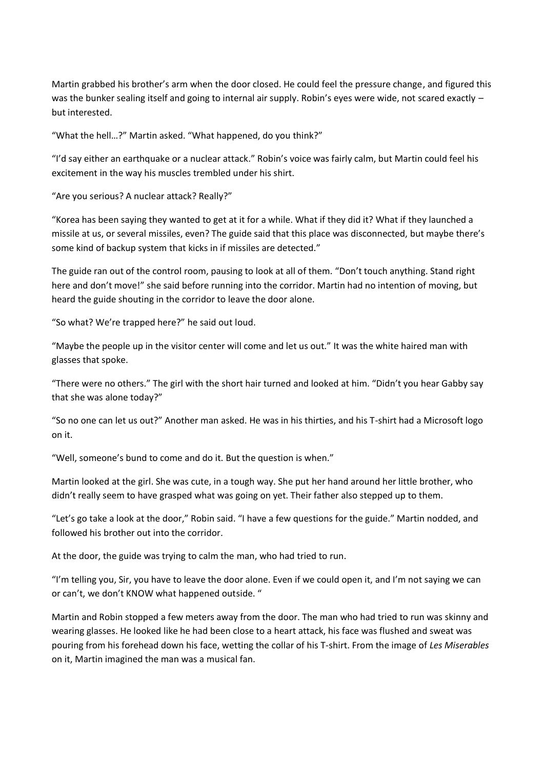Martin grabbed his brother's arm when the door closed. He could feel the pressure change, and figured this was the bunker sealing itself and going to internal air supply. Robin's eyes were wide, not scared exactly – but interested.

"What the hell…?" Martin asked. "What happened, do you think?"

"I'd say either an earthquake or a nuclear attack." Robin's voice was fairly calm, but Martin could feel his excitement in the way his muscles trembled under his shirt.

"Are you serious? A nuclear attack? Really?"

"Korea has been saying they wanted to get at it for a while. What if they did it? What if they launched a missile at us, or several missiles, even? The guide said that this place was disconnected, but maybe there's some kind of backup system that kicks in if missiles are detected."

The guide ran out of the control room, pausing to look at all of them. "Don't touch anything. Stand right here and don't move!" she said before running into the corridor. Martin had no intention of moving, but heard the guide shouting in the corridor to leave the door alone.

"So what? We're trapped here?" he said out loud.

"Maybe the people up in the visitor center will come and let us out." It was the white haired man with glasses that spoke.

"There were no others." The girl with the short hair turned and looked at him. "Didn't you hear Gabby say that she was alone today?"

"So no one can let us out?" Another man asked. He was in his thirties, and his T-shirt had a Microsoft logo on it.

"Well, someone's bund to come and do it. But the question is when."

Martin looked at the girl. She was cute, in a tough way. She put her hand around her little brother, who didn't really seem to have grasped what was going on yet. Their father also stepped up to them.

"Let's go take a look at the door," Robin said. "I have a few questions for the guide." Martin nodded, and followed his brother out into the corridor.

At the door, the guide was trying to calm the man, who had tried to run.

"I'm telling you, Sir, you have to leave the door alone. Even if we could open it, and I'm not saying we can or can't, we don't KNOW what happened outside. "

Martin and Robin stopped a few meters away from the door. The man who had tried to run was skinny and wearing glasses. He looked like he had been close to a heart attack, his face was flushed and sweat was pouring from his forehead down his face, wetting the collar of his T-shirt. From the image of *Les Miserables* on it, Martin imagined the man was a musical fan.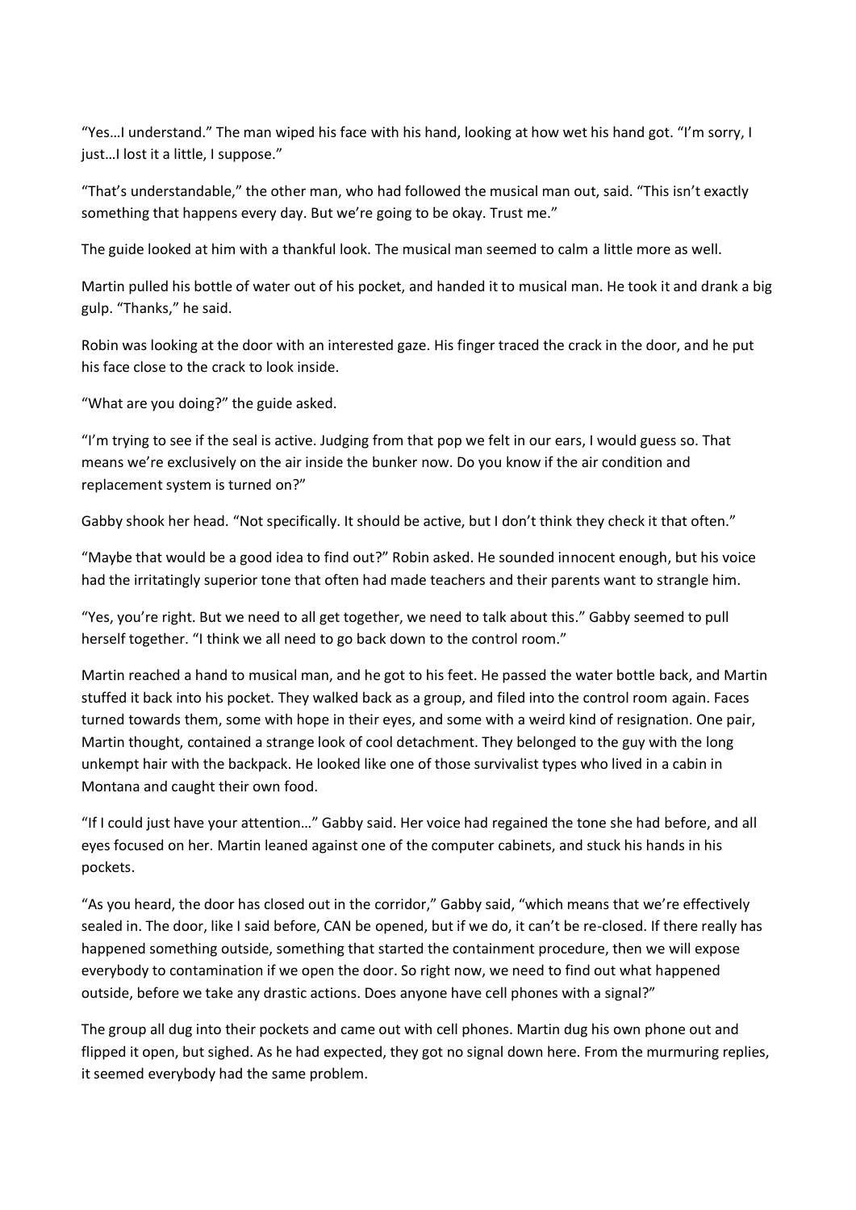"Yes…I understand." The man wiped his face with his hand, looking at how wet his hand got. "I'm sorry, I just…I lost it a little, I suppose."

"That's understandable," the other man, who had followed the musical man out, said. "This isn't exactly something that happens every day. But we're going to be okay. Trust me."

The guide looked at him with a thankful look. The musical man seemed to calm a little more as well.

Martin pulled his bottle of water out of his pocket, and handed it to musical man. He took it and drank a big gulp. "Thanks," he said.

Robin was looking at the door with an interested gaze. His finger traced the crack in the door, and he put his face close to the crack to look inside.

"What are you doing?" the guide asked.

"I'm trying to see if the seal is active. Judging from that pop we felt in our ears, I would guess so. That means we're exclusively on the air inside the bunker now. Do you know if the air condition and replacement system is turned on?"

Gabby shook her head. "Not specifically. It should be active, but I don't think they check it that often."

"Maybe that would be a good idea to find out?" Robin asked. He sounded innocent enough, but his voice had the irritatingly superior tone that often had made teachers and their parents want to strangle him.

"Yes, you're right. But we need to all get together, we need to talk about this." Gabby seemed to pull herself together. "I think we all need to go back down to the control room."

Martin reached a hand to musical man, and he got to his feet. He passed the water bottle back, and Martin stuffed it back into his pocket. They walked back as a group, and filed into the control room again. Faces turned towards them, some with hope in their eyes, and some with a weird kind of resignation. One pair, Martin thought, contained a strange look of cool detachment. They belonged to the guy with the long unkempt hair with the backpack. He looked like one of those survivalist types who lived in a cabin in Montana and caught their own food.

"If I could just have your attention…" Gabby said. Her voice had regained the tone she had before, and all eyes focused on her. Martin leaned against one of the computer cabinets, and stuck his hands in his pockets.

"As you heard, the door has closed out in the corridor," Gabby said, "which means that we're effectively sealed in. The door, like I said before, CAN be opened, but if we do, it can't be re-closed. If there really has happened something outside, something that started the containment procedure, then we will expose everybody to contamination if we open the door. So right now, we need to find out what happened outside, before we take any drastic actions. Does anyone have cell phones with a signal?"

The group all dug into their pockets and came out with cell phones. Martin dug his own phone out and flipped it open, but sighed. As he had expected, they got no signal down here. From the murmuring replies, it seemed everybody had the same problem.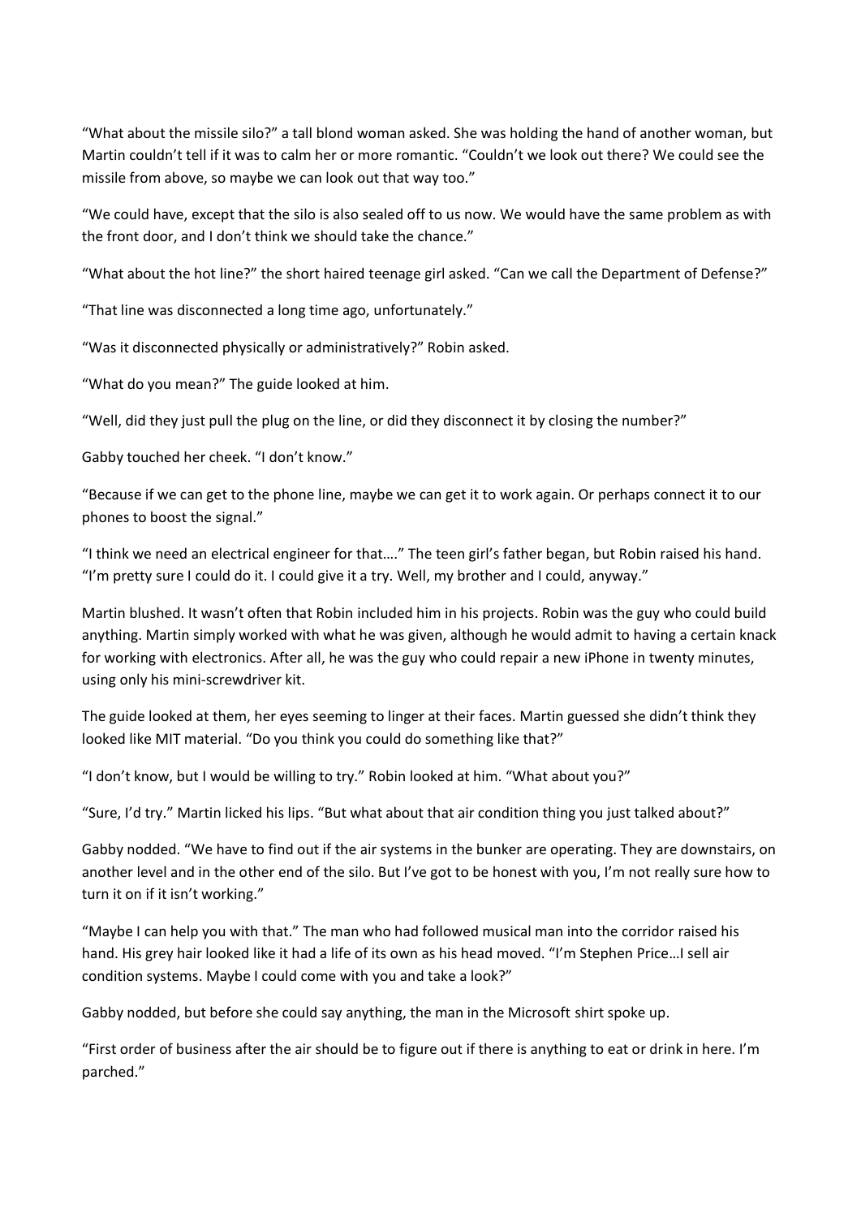"What about the missile silo?" a tall blond woman asked. She was holding the hand of another woman, but Martin couldn't tell if it was to calm her or more romantic. "Couldn't we look out there? We could see the missile from above, so maybe we can look out that way too."

"We could have, except that the silo is also sealed off to us now. We would have the same problem as with the front door, and I don't think we should take the chance."

"What about the hot line?" the short haired teenage girl asked. "Can we call the Department of Defense?"

"That line was disconnected a long time ago, unfortunately."

"Was it disconnected physically or administratively?" Robin asked.

"What do you mean?" The guide looked at him.

"Well, did they just pull the plug on the line, or did they disconnect it by closing the number?"

Gabby touched her cheek. "I don't know."

"Because if we can get to the phone line, maybe we can get it to work again. Or perhaps connect it to our phones to boost the signal."

"I think we need an electrical engineer for that…." The teen girl's father began, but Robin raised his hand. "I'm pretty sure I could do it. I could give it a try. Well, my brother and I could, anyway."

Martin blushed. It wasn't often that Robin included him in his projects. Robin was the guy who could build anything. Martin simply worked with what he was given, although he would admit to having a certain knack for working with electronics. After all, he was the guy who could repair a new iPhone in twenty minutes, using only his mini-screwdriver kit.

The guide looked at them, her eyes seeming to linger at their faces. Martin guessed she didn't think they looked like MIT material. "Do you think you could do something like that?"

"I don't know, but I would be willing to try." Robin looked at him. "What about you?"

"Sure, I'd try." Martin licked his lips. "But what about that air condition thing you just talked about?"

Gabby nodded. "We have to find out if the air systems in the bunker are operating. They are downstairs, on another level and in the other end of the silo. But I've got to be honest with you, I'm not really sure how to turn it on if it isn't working."

"Maybe I can help you with that." The man who had followed musical man into the corridor raised his hand. His grey hair looked like it had a life of its own as his head moved. "I'm Stephen Price…I sell air condition systems. Maybe I could come with you and take a look?"

Gabby nodded, but before she could say anything, the man in the Microsoft shirt spoke up.

"First order of business after the air should be to figure out if there is anything to eat or drink in here. I'm parched."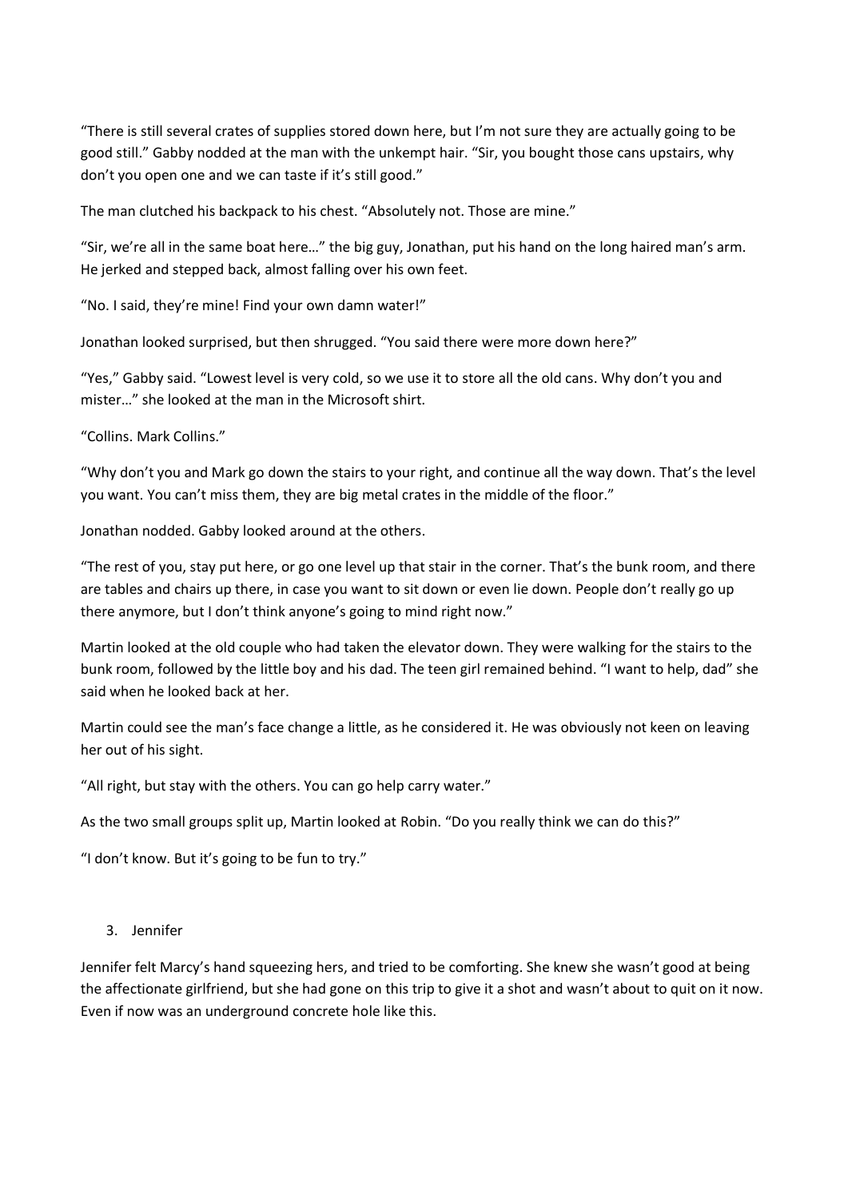“There is still several crates of supplies stored down here, but I’m not sure they are actually going to be good still.” Gabby nodded at the man with the unkempt hair. “Sir, you bought those cans upstairs, why don’t you open one and we can taste if it’s still good.”

The man clutched his backpack to his chest. “Absolutely not. Those are mine.”

“Sir, we’re all in the same boat here…” the big guy, Jonathan, put his hand on the long haired man’s arm. He jerked and stepped back, almost falling over his own feet.

“No. I said, they’re mine! Find your own damn water!”

Jonathan looked surprised, but then shrugged. “You said there were more down here?”

“Yes,” Gabby said. “Lowest level is very cold, so we use it to store all the old cans. Why don’t you and mister…” she looked at the man in the Microsoft shirt.

“Collins. Mark Collins.”

“Why don’t you and Mark go down the stairs to your right, and continue all the way down. That’s the level you want. You can’t miss them, they are big metal crates in the middle of the floor.”

Jonathan nodded. Gabby looked around at the others.

“The rest of you, stay put here, or go one level up that stair in the corner. That’s the bunk room, and there are tables and chairs up there, in case you want to sit down or even lie down. People don’t really go up there anymore, but I don’t think anyone’s going to mind right now.”

Martin looked at the old couple who had taken the elevator down. They were walking for the stairs to the bunk room, followed by the little boy and his dad. The teen girl remained behind. “I want to help, dad” she said when he looked back at her.

Martin could see the man’s face change a little, as he considered it. He was obviously not keen on leaving her out of his sight.

“All right, but stay with the others. You can go help carry water.”

As the two small groups split up, Martin looked at Robin. “Do you really think we can do this?”

“I don’t know. But it’s going to be fun to try.”

## 3. Jennifer

Jennifer felt Marcy’s hand squeezing hers, and tried to be comforting. She knew she wasn’t good at being the affectionate girlfriend, but she had gone on this trip to give it a shot and wasn’t about to quit on it now. Even if now was an underground concrete hole like this.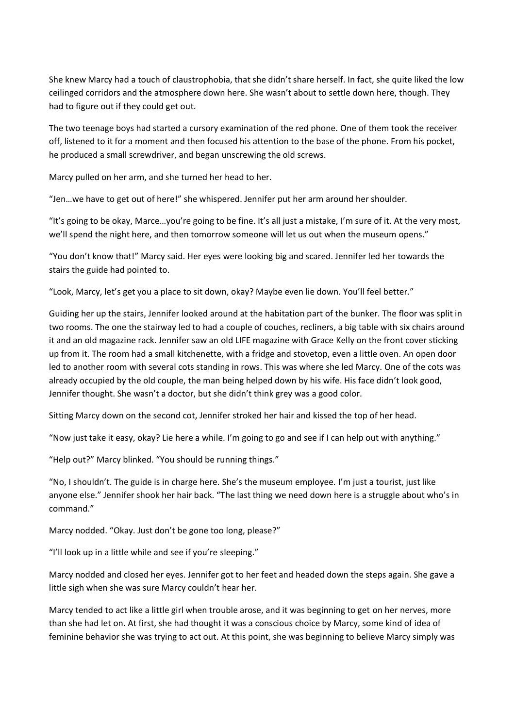She knew Marcy had a touch of claustrophobia, that she didn't share herself. In fact, she quite liked the low ceilinged corridors and the atmosphere down here. She wasn't about to settle down here, though. They had to figure out if they could get out.

The two teenage boys had started a cursory examination of the red phone. One of them took the receiver off, listened to it for a moment and then focused his attention to the base of the phone. From his pocket, he produced a small screwdriver, and began unscrewing the old screws.

Marcy pulled on her arm, and she turned her head to her.

"Jen…we have to get out of here!" she whispered. Jennifer put her arm around her shoulder.

"It's going to be okay, Marce…you're going to be fine. It's all just a mistake, I'm sure of it. At the very most, we'll spend the night here, and then tomorrow someone will let us out when the museum opens."

"You don't know that!" Marcy said. Her eyes were looking big and scared. Jennifer led her towards the stairs the guide had pointed to.

"Look, Marcy, let's get you a place to sit down, okay? Maybe even lie down. You'll feel better."

Guiding her up the stairs, Jennifer looked around at the habitation part of the bunker. The floor was split in two rooms. The one the stairway led to had a couple of couches, recliners, a big table with six chairs around it and an old magazine rack. Jennifer saw an old LIFE magazine with Grace Kelly on the front cover sticking up from it. The room had a small kitchenette, with a fridge and stovetop, even a little oven. An open door led to another room with several cots standing in rows. This was where she led Marcy. One of the cots was already occupied by the old couple, the man being helped down by his wife. His face didn't look good, Jennifer thought. She wasn't a doctor, but she didn't think grey was a good color.

Sitting Marcy down on the second cot, Jennifer stroked her hair and kissed the top of her head.

"Now just take it easy, okay? Lie here a while. I'm going to go and see if I can help out with anything."

"Help out?" Marcy blinked. "You should be running things."

"No, I shouldn't. The guide is in charge here. She's the museum employee. I'm just a tourist, just like anyone else." Jennifer shook her hair back. "The last thing we need down here is a struggle about who's in command."

Marcy nodded. "Okay. Just don't be gone too long, please?"

"I'll look up in a little while and see if you're sleeping."

Marcy nodded and closed her eyes. Jennifer got to her feet and headed down the steps again. She gave a little sigh when she was sure Marcy couldn't hear her.

Marcy tended to act like a little girl when trouble arose, and it was beginning to get on her nerves, more than she had let on. At first, she had thought it was a conscious choice by Marcy, some kind of idea of feminine behavior she was trying to act out. At this point, she was beginning to believe Marcy simply was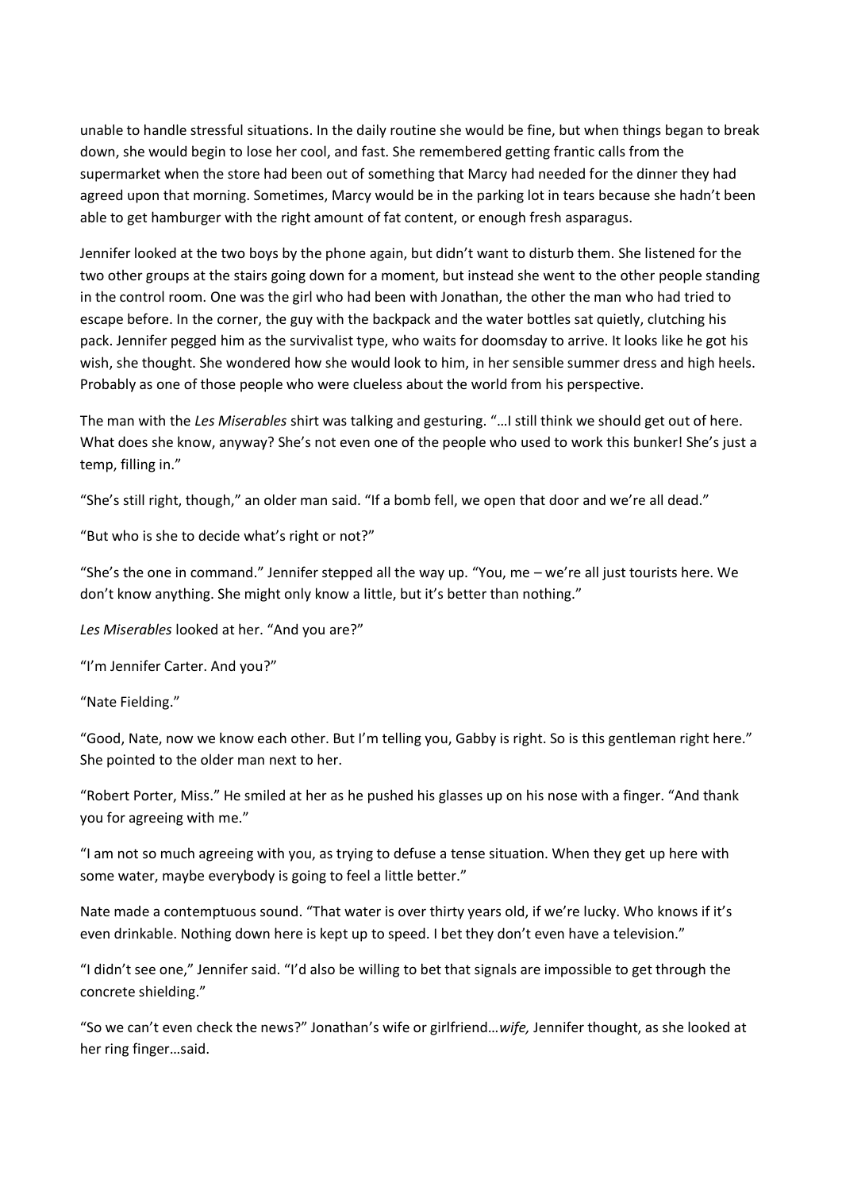unable to handle stressful situations. In the daily routine she would be fine, but when things began to break down, she would begin to lose her cool, and fast. She remembered getting frantic calls from the supermarket when the store had been out of something that Marcy had needed for the dinner they had agreed upon that morning. Sometimes, Marcy would be in the parking lot in tears because she hadn't been able to get hamburger with the right amount of fat content, or enough fresh asparagus.

Jennifer looked at the two boys by the phone again, but didn't want to disturb them. She listened for the two other groups at the stairs going down for a moment, but instead she went to the other people standing in the control room. One was the girl who had been with Jonathan, the other the man who had tried to escape before. In the corner, the guy with the backpack and the water bottles sat quietly, clutching his pack. Jennifer pegged him as the survivalist type, who waits for doomsday to arrive. It looks like he got his wish, she thought. She wondered how she would look to him, in her sensible summer dress and high heels. Probably as one of those people who were clueless about the world from his perspective.

The man with the *Les Miserables* shirt was talking and gesturing. "…I still think we should get out of here. What does she know, anyway? She's not even one of the people who used to work this bunker! She's just a temp, filling in."

"She's still right, though," an older man said. "If a bomb fell, we open that door and we're all dead."

"But who is she to decide what's right or not?"

"She's the one in command." Jennifer stepped all the way up. "You, me – we're all just tourists here. We don't know anything. She might only know a little, but it's better than nothing."

*Les Miserables* looked at her. "And you are?"

"I'm Jennifer Carter. And you?"

"Nate Fielding."

"Good, Nate, now we know each other. But I'm telling you, Gabby is right. So is this gentleman right here." She pointed to the older man next to her.

"Robert Porter, Miss." He smiled at her as he pushed his glasses up on his nose with a finger. "And thank you for agreeing with me."

"I am not so much agreeing with you, as trying to defuse a tense situation. When they get up here with some water, maybe everybody is going to feel a little better."

Nate made a contemptuous sound. "That water is over thirty years old, if we're lucky. Who knows if it's even drinkable. Nothing down here is kept up to speed. I bet they don't even have a television."

"I didn't see one," Jennifer said. "I'd also be willing to bet that signals are impossible to get through the concrete shielding."

"So we can't even check the news?" Jonathan's wife or girlfriend…*wife,* Jennifer thought, as she looked at her ring finger…said.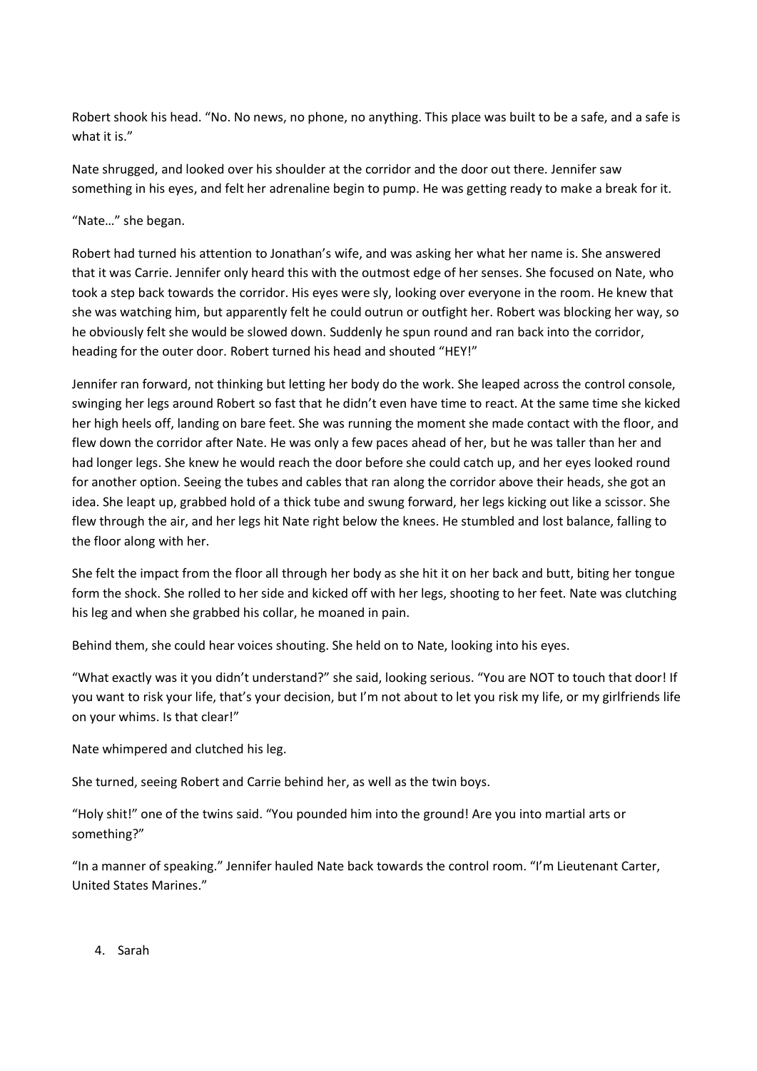Robert shook his head. "No. No news, no phone, no anything. This place was built to be a safe, and a safe is what it is."

Nate shrugged, and looked over his shoulder at the corridor and the door out there. Jennifer saw something in his eyes, and felt her adrenaline begin to pump. He was getting ready to make a break for it.

"Nate…" she began.

Robert had turned his attention to Jonathan's wife, and was asking her what her name is. She answered that it was Carrie. Jennifer only heard this with the outmost edge of her senses. She focused on Nate, who took a step back towards the corridor. His eyes were sly, looking over everyone in the room. He knew that she was watching him, but apparently felt he could outrun or outfight her. Robert was blocking her way, so he obviously felt she would be slowed down. Suddenly he spun round and ran back into the corridor, heading for the outer door. Robert turned his head and shouted "HEY!"

Jennifer ran forward, not thinking but letting her body do the work. She leaped across the control console, swinging her legs around Robert so fast that he didn't even have time to react. At the same time she kicked her high heels off, landing on bare feet. She was running the moment she made contact with the floor, and flew down the corridor after Nate. He was only a few paces ahead of her, but he was taller than her and had longer legs. She knew he would reach the door before she could catch up, and her eyes looked round for another option. Seeing the tubes and cables that ran along the corridor above their heads, she got an idea. She leapt up, grabbed hold of a thick tube and swung forward, her legs kicking out like a scissor. She flew through the air, and her legs hit Nate right below the knees. He stumbled and lost balance, falling to the floor along with her.

She felt the impact from the floor all through her body as she hit it on her back and butt, biting her tongue form the shock. She rolled to her side and kicked off with her legs, shooting to her feet. Nate was clutching his leg and when she grabbed his collar, he moaned in pain.

Behind them, she could hear voices shouting. She held on to Nate, looking into his eyes.

"What exactly was it you didn't understand?" she said, looking serious. "You are NOT to touch that door! If you want to risk your life, that's your decision, but I'm not about to let you risk my life, or my girlfriends life on your whims. Is that clear!"

Nate whimpered and clutched his leg.

She turned, seeing Robert and Carrie behind her, as well as the twin boys.

"Holy shit!" one of the twins said. "You pounded him into the ground! Are you into martial arts or something?"

"In a manner of speaking." Jennifer hauled Nate back towards the control room. "I'm Lieutenant Carter, United States Marines."

4. Sarah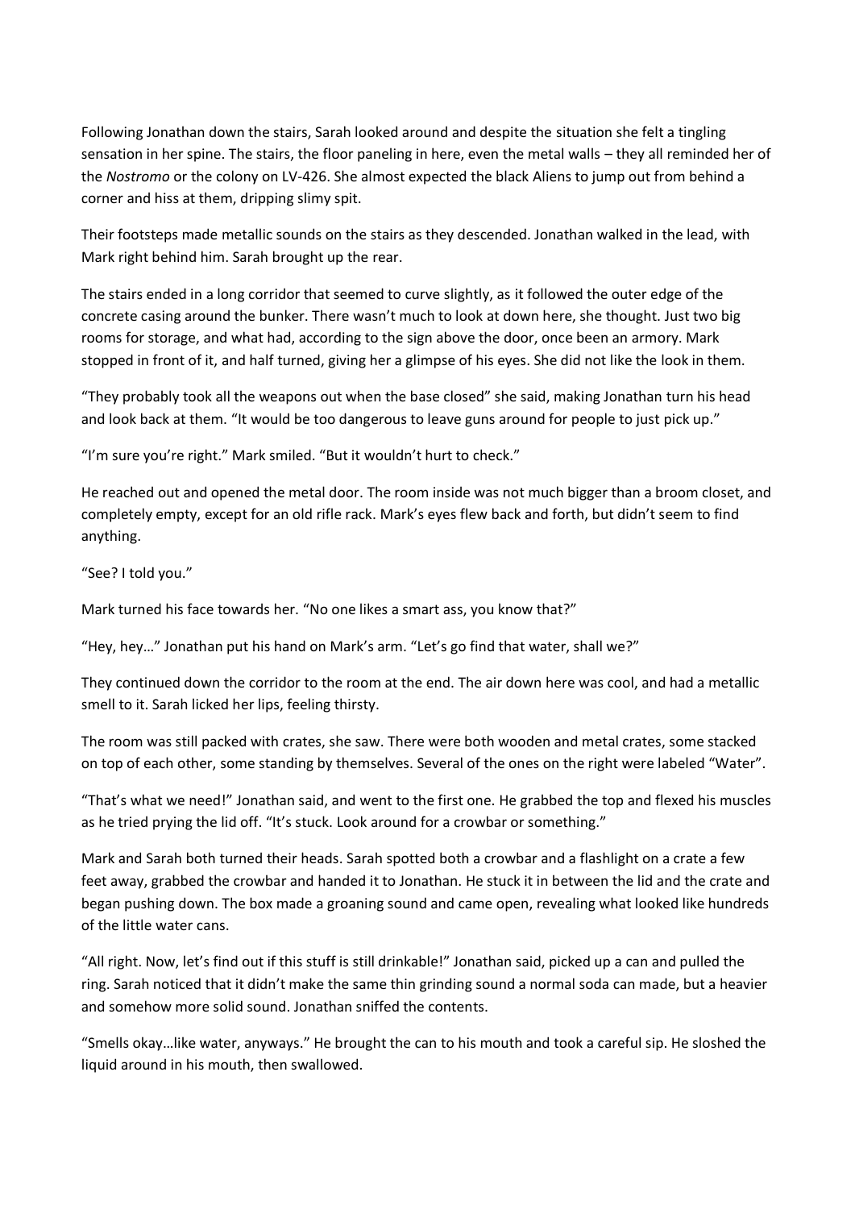Following Jonathan down the stairs, Sarah looked around and despite the situation she felt a tingling sensation in her spine. The stairs, the floor paneling in here, even the metal walls – they all reminded her of the *Nostromo* or the colony on LV-426. She almost expected the black Aliens to jump out from behind a corner and hiss at them, dripping slimy spit.

Their footsteps made metallic sounds on the stairs as they descended. Jonathan walked in the lead, with Mark right behind him. Sarah brought up the rear.

The stairs ended in a long corridor that seemed to curve slightly, as it followed the outer edge of the concrete casing around the bunker. There wasn't much to look at down here, she thought. Just two big rooms for storage, and what had, according to the sign above the door, once been an armory. Mark stopped in front of it, and half turned, giving her a glimpse of his eyes. She did not like the look in them.

"They probably took all the weapons out when the base closed" she said, making Jonathan turn his head and look back at them. "It would be too dangerous to leave guns around for people to just pick up."

"I'm sure you're right." Mark smiled. "But it wouldn't hurt to check."

He reached out and opened the metal door. The room inside was not much bigger than a broom closet, and completely empty, except for an old rifle rack. Mark's eyes flew back and forth, but didn't seem to find anything.

"See? I told you."

Mark turned his face towards her. "No one likes a smart ass, you know that?"

"Hey, hey…" Jonathan put his hand on Mark's arm. "Let's go find that water, shall we?"

They continued down the corridor to the room at the end. The air down here was cool, and had a metallic smell to it. Sarah licked her lips, feeling thirsty.

The room was still packed with crates, she saw. There were both wooden and metal crates, some stacked on top of each other, some standing by themselves. Several of the ones on the right were labeled "Water".

"That's what we need!" Jonathan said, and went to the first one. He grabbed the top and flexed his muscles as he tried prying the lid off. "It's stuck. Look around for a crowbar or something."

Mark and Sarah both turned their heads. Sarah spotted both a crowbar and a flashlight on a crate a few feet away, grabbed the crowbar and handed it to Jonathan. He stuck it in between the lid and the crate and began pushing down. The box made a groaning sound and came open, revealing what looked like hundreds of the little water cans.

"All right. Now, let's find out if this stuff is still drinkable!" Jonathan said, picked up a can and pulled the ring. Sarah noticed that it didn't make the same thin grinding sound a normal soda can made, but a heavier and somehow more solid sound. Jonathan sniffed the contents.

"Smells okay…like water, anyways." He brought the can to his mouth and took a careful sip. He sloshed the liquid around in his mouth, then swallowed.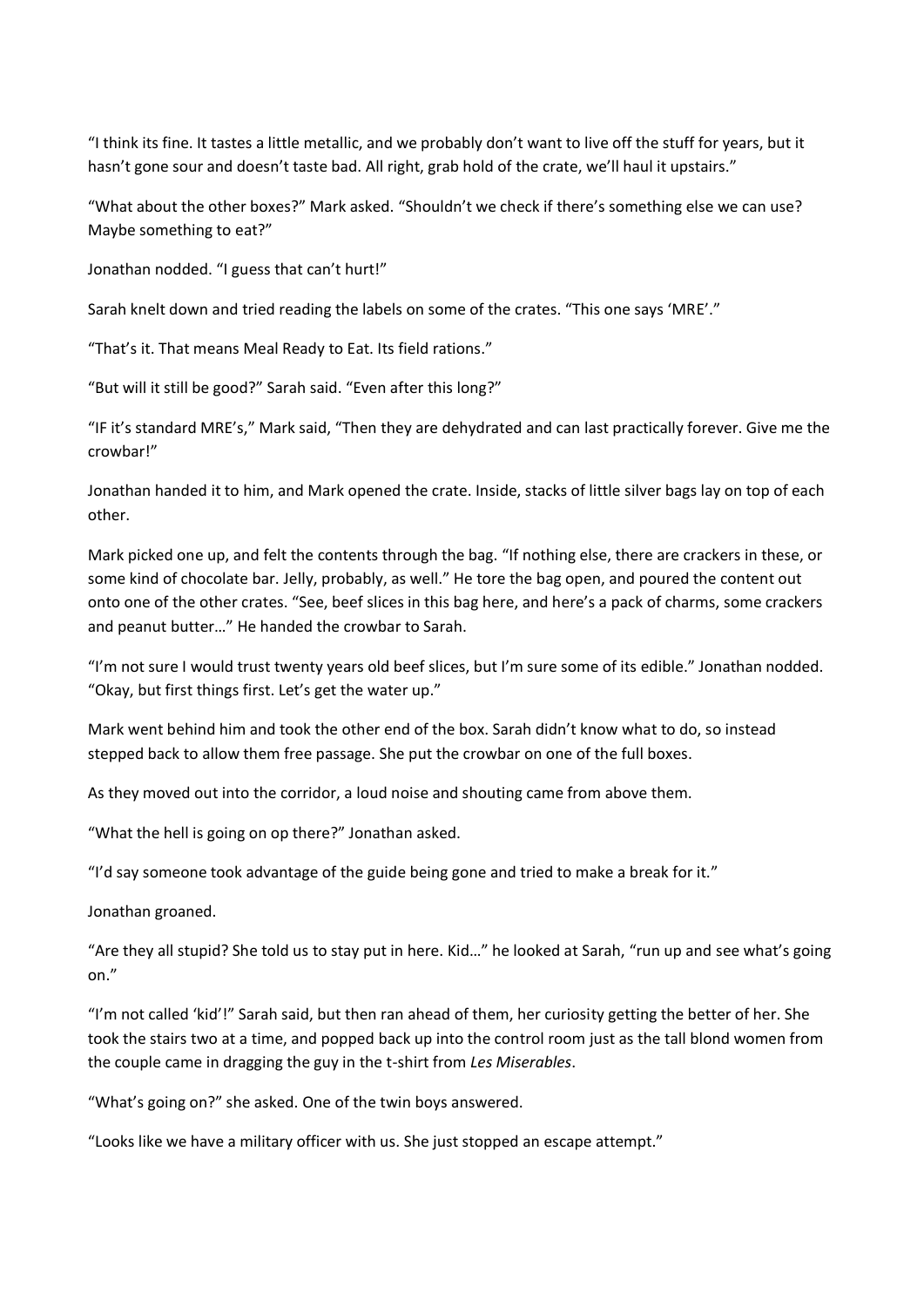"I think its fine. It tastes a little metallic, and we probably don't want to live off the stuff for years, but it hasn't gone sour and doesn't taste bad. All right, grab hold of the crate, we'll haul it upstairs."

"What about the other boxes?" Mark asked. "Shouldn't we check if there's something else we can use? Maybe something to eat?"

Jonathan nodded. "I guess that can't hurt!"

Sarah knelt down and tried reading the labels on some of the crates. "This one says 'MRE'."

"That's it. That means Meal Ready to Eat. Its field rations."

"But will it still be good?" Sarah said. "Even after this long?"

"IF it's standard MRE's," Mark said, "Then they are dehydrated and can last practically forever. Give me the crowbar!"

Jonathan handed it to him, and Mark opened the crate. Inside, stacks of little silver bags lay on top of each other.

Mark picked one up, and felt the contents through the bag. "If nothing else, there are crackers in these, or some kind of chocolate bar. Jelly, probably, as well." He tore the bag open, and poured the content out onto one of the other crates. "See, beef slices in this bag here, and here's a pack of charms, some crackers and peanut butter…" He handed the crowbar to Sarah.

"I'm not sure I would trust twenty years old beef slices, but I'm sure some of its edible." Jonathan nodded. "Okay, but first things first. Let's get the water up."

Mark went behind him and took the other end of the box. Sarah didn't know what to do, so instead stepped back to allow them free passage. She put the crowbar on one of the full boxes.

As they moved out into the corridor, a loud noise and shouting came from above them.

"What the hell is going on op there?" Jonathan asked.

"I'd say someone took advantage of the guide being gone and tried to make a break for it."

Jonathan groaned.

"Are they all stupid? She told us to stay put in here. Kid…" he looked at Sarah, "run up and see what's going on."

"I'm not called 'kid'!" Sarah said, but then ran ahead of them, her curiosity getting the better of her. She took the stairs two at a time, and popped back up into the control room just as the tall blond women from the couple came in dragging the guy in the t-shirt from *Les Miserables*.

"What's going on?" she asked. One of the twin boys answered.

"Looks like we have a military officer with us. She just stopped an escape attempt."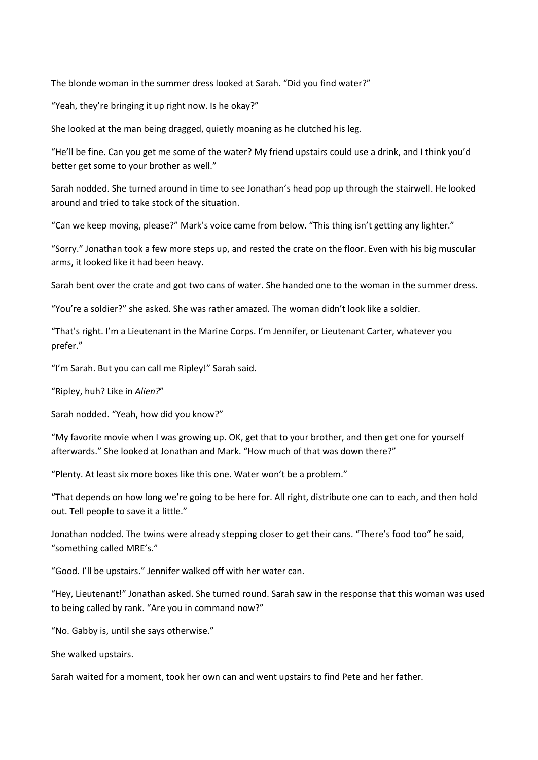The blonde woman in the summer dress looked at Sarah. “Did you find water?”

“Yeah, they’re bringing it up right now. Is he okay?”

She looked at the man being dragged, quietly moaning as he clutched his leg.

“He’ll be fine. Can you get me some of the water? My friend upstairs could use a drink, and I think you’d better get some to your brother as well.”

Sarah nodded. She turned around in time to see Jonathan’s head pop up through the stairwell. He looked around and tried to take stock of the situation.

“Can we keep moving, please?” Mark’s voice came from below. “This thing isn’t getting any lighter.”

“Sorry.” Jonathan took a few more steps up, and rested the crate on the floor. Even with his big muscular arms, it looked like it had been heavy.

Sarah bent over the crate and got two cans of water. She handed one to the woman in the summer dress.

“You’re a soldier?” she asked. She was rather amazed. The woman didn’t look like a soldier.

“That’s right. I’m a Lieutenant in the Marine Corps. I’m Jennifer, or Lieutenant Carter, whatever you prefer.”

“I’m Sarah. But you can call me Ripley!” Sarah said.

“Ripley, huh? Like in *Alien?*”

Sarah nodded. “Yeah, how did you know?”

“My favorite movie when I was growing up. OK, get that to your brother, and then get one for yourself afterwards.” She looked at Jonathan and Mark. “How much of that was down there?”

“Plenty. At least six more boxes like this one. Water won’t be a problem.”

“That depends on how long we’re going to be here for. All right, distribute one can to each, and then hold out. Tell people to save it a little.”

Jonathan nodded. The twins were already stepping closer to get their cans. “There’s food too” he said, “something called MRE’s.”

“Good. I’ll be upstairs.” Jennifer walked off with her water can.

“Hey, Lieutenant!” Jonathan asked. She turned round. Sarah saw in the response that this woman was used to being called by rank. “Are you in command now?”

“No. Gabby is, until she says otherwise.”

She walked upstairs.

Sarah waited for a moment, took her own can and went upstairs to find Pete and her father.